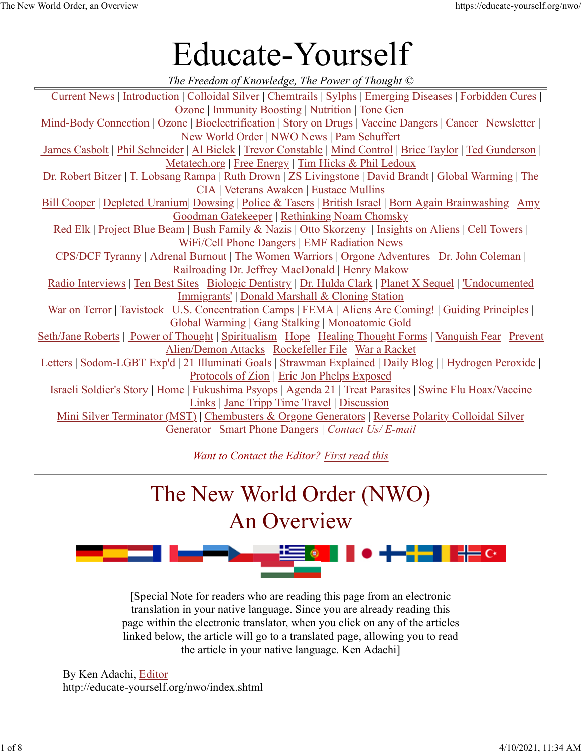# Educate-Yourself

*The Freedom of Knowledge, The Power of Thought ©*

Current News | Introduction | Colloidal Silver | Chemtrails | Sylphs | Emerging Diseases | Forbidden Cures | Ozone | Immunity Boosting | Nutrition | Tone Gen
Mind-Body Connection | Ozone | Bioelectrification | Story on Drugs | Vaccine Dangers | Cancer | Newsletter | New World Order | NWO News | Pam Schuffert
James Casbolt | Phil Schneider | Al Bielek | Trevor Constable | Mind Control | Brice Taylor | Ted Gunderson | Metatech.org | Free Energy | Tim Hicks & Phil Ledoux
Dr. Robert Bitzer | T. Lobsang Rampa | Ruth Drown | ZS Livingstone | David Brandt | Global Warming | The CIA | Veterans Awaken | Eustace Mullins
Bill Cooper | Depleted Uranium| Dowsing | Police & Tasers | British Israel | Born Again Brainwashing | Amy Goodman Gatekeeper | Rethinking Noam Chomsky
Red Elk | Project Blue Beam | Bush Family & Nazis | Otto Skorzeny | Insights on Aliens | Cell Towers | WiFi/Cell Phone Dangers | EMF Radiation News
CPS/DCF Tyranny | Adrenal Burnout | The Women Warriors | Orgone Adventures | Dr. John Coleman | Railroading Dr. Jeffrey MacDonald | Henry Makow
Radio Interviews | Ten Best Sites | Biologic Dentistry | Dr. Hulda Clark | Planet X Sequel | 'Undocumented Immigrants' | Donald Marshall & Cloning Station
War on Terror | Tavistock | U.S. Concentration Camps | FEMA | Aliens Are Coming! | Guiding Principles | Global Warming | Gang Stalking | Monoatomic Gold
Seth/Jane Roberts | Power of Thought | Spiritualism | Hope | Healing Thought Forms | Vanquish Fear | Prevent Alien/Demon Attacks | Rockefeller File | War a Racket
Letters | Sodom-LGBT Exp'd | 21 Illuminati Goals | Strawman Explained | Daily Blog | | Hydrogen Peroxide | Protocols of Zion | Eric Jon Phelps Exposed
Israeli Soldier's Story | Home | Fukushima Psyops | Agenda 21 | Treat Parasites | Swine Flu Hoax/Vaccine | Links | Jane Tripp Time Travel | Discussion
Mini Silver Terminator (MST) | Chembusters & Orgone Generators | Reverse Polarity Colloidal Silver Generator | Smart Phone Dangers | *Contact Us/ E-mail*

*Want to Contact the Editor? First read this*

---

# The New World Order (NWO)
# An Overview

[Special Note for readers who are reading this page from an electronic translation in your native language. Since you are already reading this page within the electronic translator, when you click on any of the articles linked below, the article will go to a translated page, allowing you to read the article in your native language. Ken Adachi]

By Ken Adachi, Editor
http://educate-yourself.org/nwo/index.shtml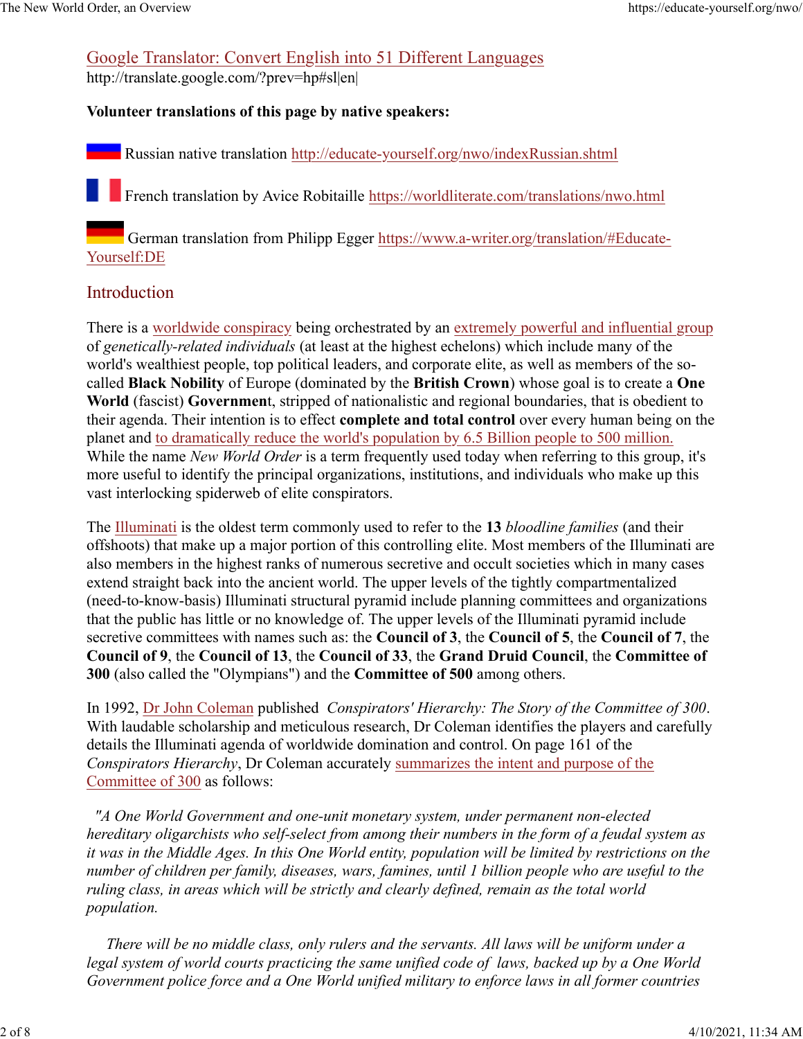[Google Translator: Convert English into 51 Different Languages](http://translate.google.com/?prev=hp#sl|en|)
http://translate.google.com/?prev=hp#sl|en|

**Volunteer translations of this page by native speakers:**

Russian native translation [http://educate-yourself.org/nwo/indexRussian.shtml](http://educate-yourself.org/nwo/indexRussian.shtml)

French translation by Avice Robitaille [https://worldliterate.com/translations/nwo.html](https://worldliterate.com/translations/nwo.html)

German translation from Philipp Egger [https://www.a-writer.org/translation/#Educate-Yourself:DE](https://www.a-writer.org/translation/#Educate-Yourself:DE)

## Introduction

There is a worldwide conspiracy being orchestrated by an extremely powerful and influential group of *genetically-related individuals* (at least at the highest echelons) which include many of the world's wealthiest people, top political leaders, and corporate elite, as well as members of the so-called **Black Nobility** of Europe (dominated by the **British Crown**) whose goal is to create a **One World** (fascist) **Governmen**t, stripped of nationalistic and regional boundaries, that is obedient to their agenda. Their intention is to effect **complete and total control** over every human being on the planet and to dramatically reduce the world's population by 6.5 Billion people to 500 million. While the name *New World Order* is a term frequently used today when referring to this group, it's more useful to identify the principal organizations, institutions, and individuals who make up this vast interlocking spiderweb of elite conspirators.

The Illuminati is the oldest term commonly used to refer to the **13** *bloodline families* (and their offshoots) that make up a major portion of this controlling elite. Most members of the Illuminati are also members in the highest ranks of numerous secretive and occult societies which in many cases extend straight back into the ancient world. The upper levels of the tightly compartmentalized (need-to-know-basis) Illuminati structural pyramid include planning committees and organizations that the public has little or no knowledge of. The upper levels of the Illuminati pyramid include secretive committees with names such as: the **Council of 3**, the **Council of 5**, the **Council of 7**, the **Council of 9**, the **Council of 13**, the **Council of 33**, the **Grand Druid Council**, the **Committee of 300** (also called the "Olympians") and the **Committee of 500** among others.

In 1992, Dr John Coleman published *Conspirators' Hierarchy: The Story of the Committee of 300*. With laudable scholarship and meticulous research, Dr Coleman identifies the players and carefully details the Illuminati agenda of worldwide domination and control. On page 161 of the *Conspirators Hierarchy*, Dr Coleman accurately summarizes the intent and purpose of the Committee of 300 as follows:

> *"A One World Government and one-unit monetary system, under permanent non-elected hereditary oligarchists who self-select from among their numbers in the form of a feudal system as it was in the Middle Ages. In this One World entity, population will be limited by restrictions on the number of children per family, diseases, wars, famines, until 1 billion people who are useful to the ruling class, in areas which will be strictly and clearly defined, remain as the total world population.*
>
> *There will be no middle class, only rulers and the servants. All laws will be uniform under a legal system of world courts practicing the same unified code of laws, backed up by a One World Government police force and a One World unified military to enforce laws in all former countries*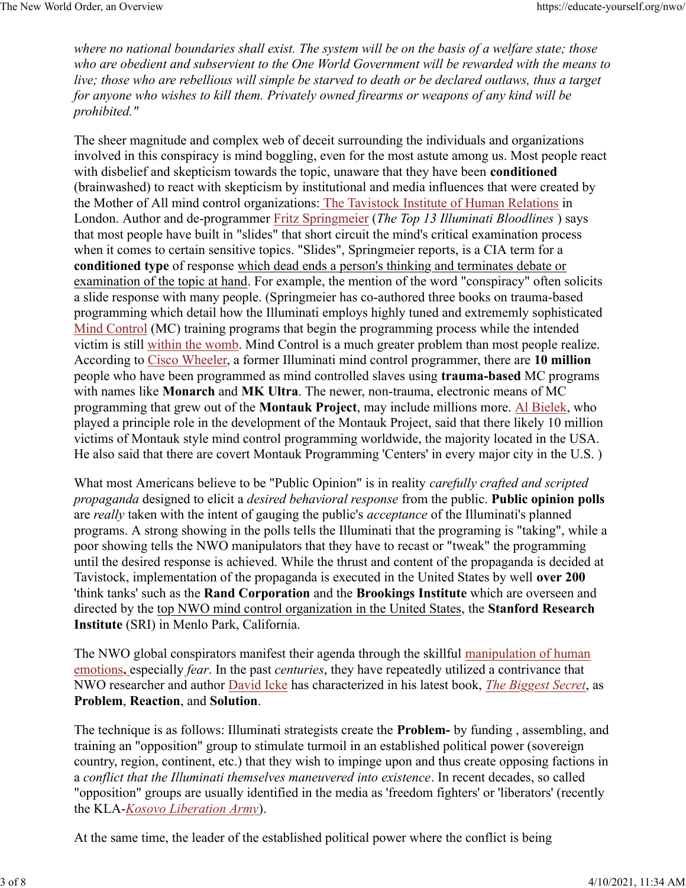*where no national boundaries shall exist. The system will be on the basis of a welfare state; those who are obedient and subservient to the One World Government will be rewarded with the means to live; those who are rebellious will simple be starved to death or be declared outlaws, thus a target for anyone who wishes to kill them. Privately owned firearms or weapons of any kind will be prohibited."*

The sheer magnitude and complex web of deceit surrounding the individuals and organizations involved in this conspiracy is mind boggling, even for the most astute among us. Most people react with disbelief and skepticism towards the topic, unaware that they have been **conditioned** (brainwashed) to react with skepticism by institutional and media influences that were created by the Mother of All mind control organizations: The Tavistock Institute of Human Relations in London. Author and de-programmer Fritz Springmeier (*The Top 13 Illuminati Bloodlines* ) says that most people have built in "slides" that short circuit the mind's critical examination process when it comes to certain sensitive topics. "Slides", Springmeier reports, is a CIA term for a **conditioned type** of response which dead ends a person's thinking and terminates debate or examination of the topic at hand. For example, the mention of the word "conspiracy" often solicits a slide response with many people. (Springmeier has co-authored three books on trauma-based programming which detail how the Illuminati employs highly tuned and extrememly sophisticated Mind Control (MC) training programs that begin the programming process while the intended victim is still within the womb. Mind Control is a much greater problem than most people realize. According to Cisco Wheeler, a former Illuminati mind control programmer, there are **10 million** people who have been programmed as mind controlled slaves using **trauma-based** MC programs with names like **Monarch** and **MK Ultra**. The newer, non-trauma, electronic means of MC programming that grew out of the **Montauk Project**, may include millions more. Al Bielek, who played a principle role in the development of the Montauk Project, said that there likely 10 million victims of Montauk style mind control programming worldwide, the majority located in the USA. He also said that there are covert Montauk Programming 'Centers' in every major city in the U.S. )

What most Americans believe to be "Public Opinion" is in reality *carefully crafted and scripted propaganda* designed to elicit a *desired behavioral response* from the public. **Public opinion polls** are *really* taken with the intent of gauging the public's *acceptance* of the Illuminati's planned programs. A strong showing in the polls tells the Illuminati that the programing is "taking", while a poor showing tells the NWO manipulators that they have to recast or "tweak" the programming until the desired response is achieved. While the thrust and content of the propaganda is decided at Tavistock, implementation of the propaganda is executed in the United States by well **over 200** 'think tanks' such as the **Rand Corporation** and the **Brookings Institute** which are overseen and directed by the top NWO mind control organization in the United States, the **Stanford Research Institute** (SRI) in Menlo Park, California.

The NWO global conspirators manifest their agenda through the skillful manipulation of human emotions**,** especially *fear*. In the past *centuries*, they have repeatedly utilized a contrivance that NWO researcher and author David Icke has characterized in his latest book, *The Biggest Secret*, as **Problem**, **Reaction**, and **Solution**.

The technique is as follows: Illuminati strategists create the **Problem-** by funding , assembling, and training an "opposition" group to stimulate turmoil in an established political power (sovereign country, region, continent, etc.) that they wish to impinge upon and thus create opposing factions in a *conflict that the Illuminati themselves maneuvered into existence*. In recent decades, so called "opposition" groups are usually identified in the media as 'freedom fighters' or 'liberators' (recently the KLA-*Kosovo Liberation Army*).

At the same time, the leader of the established political power where the conflict is being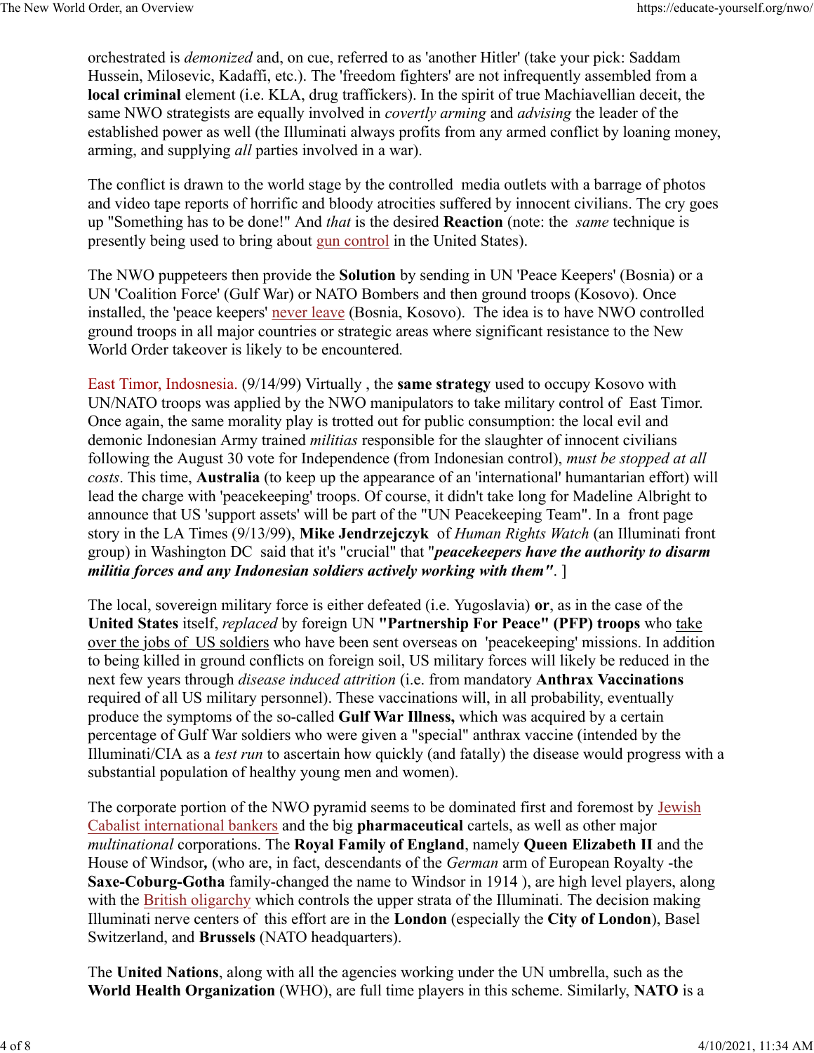orchestrated is *demonized* and, on cue, referred to as 'another Hitler' (take your pick: Saddam Hussein, Milosevic, Kadaffi, etc.). The 'freedom fighters' are not infrequently assembled from a **local criminal** element (i.e. KLA, drug traffickers). In the spirit of true Machiavellian deceit, the same NWO strategists are equally involved in *covertly arming* and *advising* the leader of the established power as well (the Illuminati always profits from any armed conflict by loaning money, arming, and supplying *all* parties involved in a war).

The conflict is drawn to the world stage by the controlled media outlets with a barrage of photos and video tape reports of horrific and bloody atrocities suffered by innocent civilians. The cry goes up "Something has to be done!" And *that* is the desired **Reaction** (note: the *same* technique is presently being used to bring about gun control in the United States).

The NWO puppeteers then provide the **Solution** by sending in UN 'Peace Keepers' (Bosnia) or a UN 'Coalition Force' (Gulf War) or NATO Bombers and then ground troops (Kosovo). Once installed, the 'peace keepers' never leave (Bosnia, Kosovo). The idea is to have NWO controlled ground troops in all major countries or strategic areas where significant resistance to the New World Order takeover is likely to be encountered.

East Timor, Indosnesia. (9/14/99) Virtually , the **same strategy** used to occupy Kosovo with UN/NATO troops was applied by the NWO manipulators to take military control of East Timor. Once again, the same morality play is trotted out for public consumption: the local evil and demonic Indonesian Army trained *militias* responsible for the slaughter of innocent civilians following the August 30 vote for Independence (from Indonesian control), *must be stopped at all costs*. This time, **Australia** (to keep up the appearance of an 'international' humantarian effort) will lead the charge with 'peacekeeping' troops. Of course, it didn't take long for Madeline Albright to announce that US 'support assets' will be part of the "UN Peacekeeping Team". In a front page story in the LA Times (9/13/99), **Mike Jendrzejczyk** of *Human Rights Watch* (an Illuminati front group) in Washington DC said that it's "crucial" that "***peacekeepers have the authority to disarm militia forces and any Indonesian soldiers actively working with them"***. ]

The local, sovereign military force is either defeated (i.e. Yugoslavia) **or**, as in the case of the **United States** itself, *replaced* by foreign UN **"Partnership For Peace" (PFP) troops** who take over the jobs of US soldiers who have been sent overseas on 'peacekeeping' missions. In addition to being killed in ground conflicts on foreign soil, US military forces will likely be reduced in the next few years through *disease induced attrition* (i.e. from mandatory **Anthrax Vaccinations** required of all US military personnel). These vaccinations will, in all probability, eventually produce the symptoms of the so-called **Gulf War Illness,** which was acquired by a certain percentage of Gulf War soldiers who were given a "special" anthrax vaccine (intended by the Illuminati/CIA as a *test run* to ascertain how quickly (and fatally) the disease would progress with a substantial population of healthy young men and women).

The corporate portion of the NWO pyramid seems to be dominated first and foremost by Jewish Cabalist international bankers and the big **pharmaceutical** cartels, as well as other major *multinational* corporations. The **Royal Family of England**, namely **Queen Elizabeth II** and the House of Windsor**,** (who are, in fact, descendants of the *German* arm of European Royalty -the **Saxe-Coburg-Gotha** family-changed the name to Windsor in 1914 ), are high level players, along with the British oligarchy which controls the upper strata of the Illuminati. The decision making Illuminati nerve centers of this effort are in the **London** (especially the **City of London**), Basel Switzerland, and **Brussels** (NATO headquarters).

The **United Nations**, along with all the agencies working under the UN umbrella, such as the **World Health Organization** (WHO), are full time players in this scheme. Similarly, **NATO** is a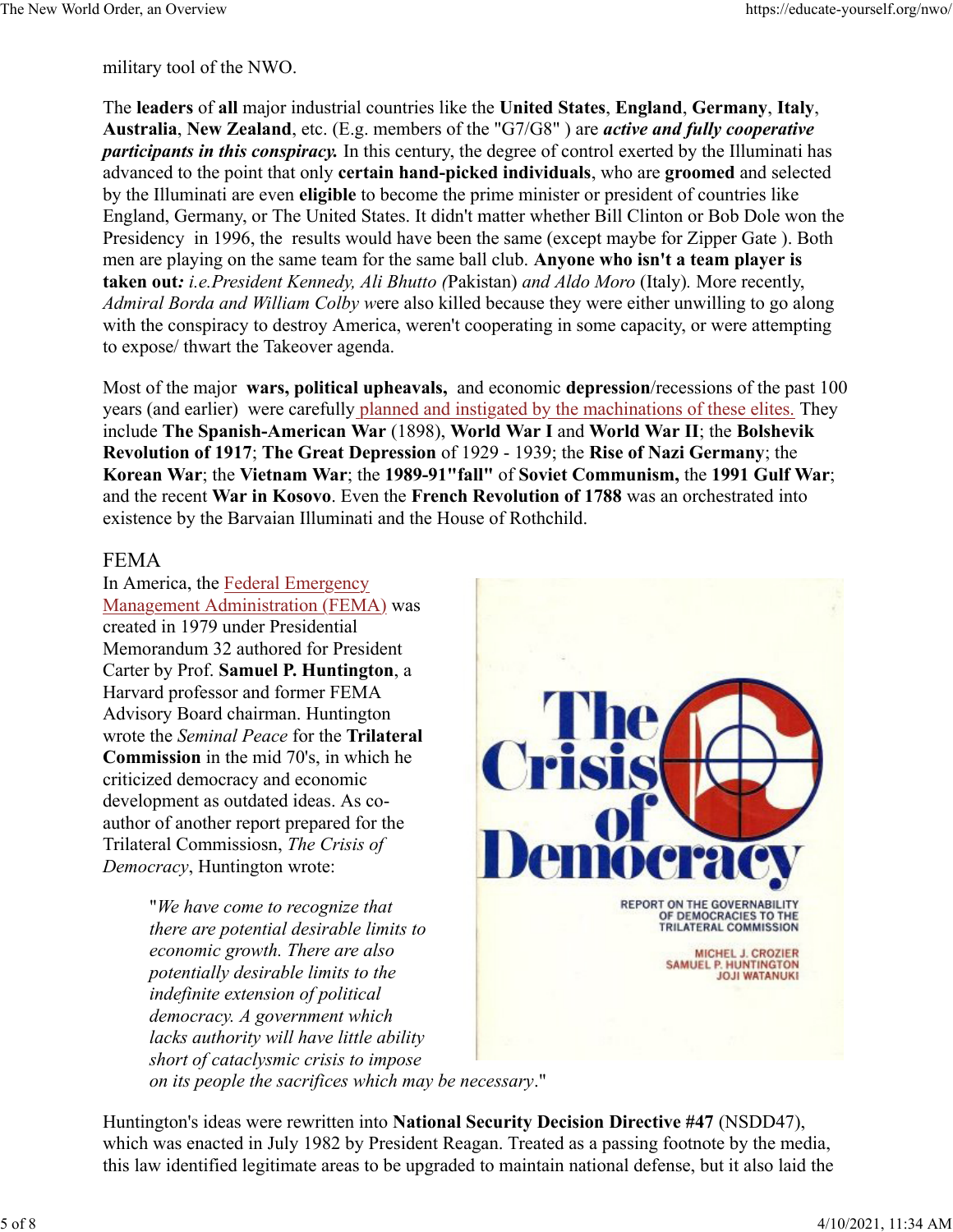military tool of the NWO.

The **leaders** of **all** major industrial countries like the **United States**, **England**, **Germany**, **Italy**, **Australia**, **New Zealand**, etc. (E.g. members of the "G7/G8" ) are ***active and fully cooperative participants in this conspiracy.*** In this century, the degree of control exerted by the Illuminati has advanced to the point that only **certain hand-picked individuals**, who are **groomed** and selected by the Illuminati are even **eligible** to become the prime minister or president of countries like England, Germany, or The United States. It didn't matter whether Bill Clinton or Bob Dole won the Presidency in 1996, the results would have been the same (except maybe for Zipper Gate ). Both men are playing on the same team for the same ball club. **Anyone who isn't a team player is taken out***:* *i.e.President Kennedy, Ali Bhutto (*Pakistan) *and Aldo Moro* (Italy). More recently, *Admiral Borda and William Colby w*ere also killed because they were either unwilling to go along with the conspiracy to destroy America, weren't cooperating in some capacity, or were attempting to expose/ thwart the Takeover agenda.

Most of the major **wars, political upheavals,** and economic **depression**/recessions of the past 100 years (and earlier) were carefully planned and instigated by the machinations of these elites. They include **The Spanish-American War** (1898), **World War I** and **World War II**; the **Bolshevik Revolution of 1917**; **The Great Depression** of 1929 - 1939; the **Rise of Nazi Germany**; the **Korean War**; the **Vietnam War**; the **1989-91"fall"** of **Soviet Communism,** the **1991 Gulf War**; and the recent **War in Kosovo**. Even the **French Revolution of 1788** was an orchestrated into existence by the Barvaian Illuminati and the House of Rothchild.

## FEMA

In America, the Federal Emergency Management Administration (FEMA) was created in 1979 under Presidential Memorandum 32 authored for President Carter by Prof. **Samuel P. Huntington**, a Harvard professor and former FEMA Advisory Board chairman. Huntington wrote the *Seminal Peace* for the **Trilateral Commission** in the mid 70's, in which he criticized democracy and economic development as outdated ideas. As co-author of another report prepared for the Trilateral Commissiosn, *The Crisis of Democracy*, Huntington wrote:

> "*We have come to recognize that there are potential desirable limits to economic growth. There are also potentially desirable limits to the indefinite extension of political democracy. A government which lacks authority will have little ability short of cataclysmic crisis to impose on its people the sacrifices which may be necessary*."

Huntington's ideas were rewritten into **National Security Decision Directive #47** (NSDD47), which was enacted in July 1982 by President Reagan. Treated as a passing footnote by the media, this law identified legitimate areas to be upgraded to maintain national defense, but it also laid the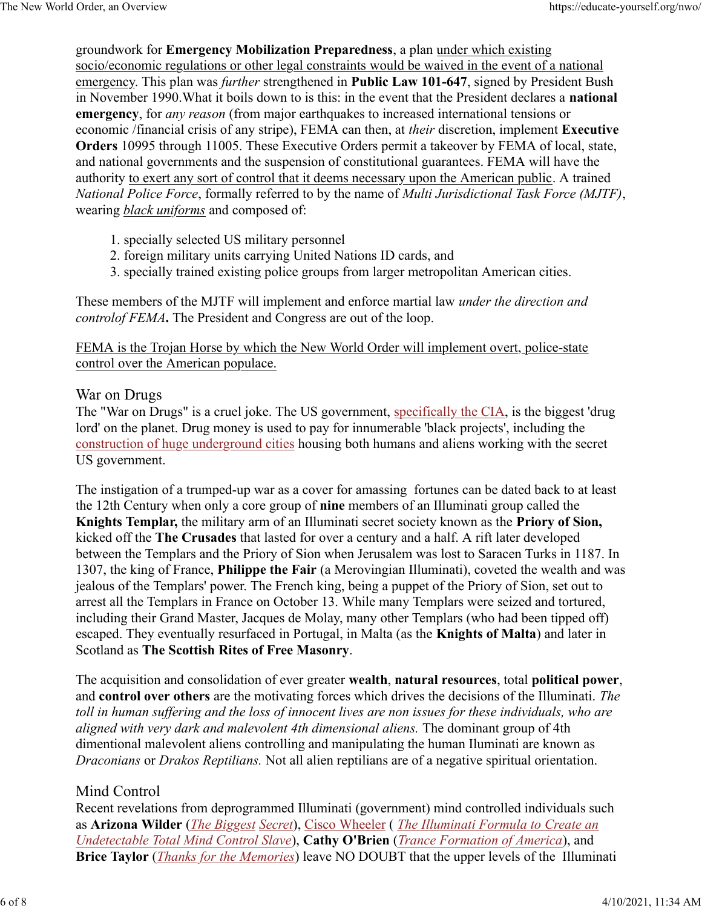groundwork for **Emergency Mobilization Preparedness**, a plan under which existing socio/economic regulations or other legal constraints would be waived in the event of a national emergency. This plan was *further* strengthened in **Public Law 101-647**, signed by President Bush in November 1990.What it boils down to is this: in the event that the President declares a **national emergency**, for *any reason* (from major earthquakes to increased international tensions or economic /financial crisis of any stripe), FEMA can then, at *their* discretion, implement **Executive Orders** 10995 through 11005. These Executive Orders permit a takeover by FEMA of local, state, and national governments and the suspension of constitutional guarantees. FEMA will have the authority to exert any sort of control that it deems necessary upon the American public. A trained *National Police Force*, formally referred to by the name of *Multi Jurisdictional Task Force (MJTF)*, wearing *black uniforms* and composed of:

1. specially selected US military personnel
2. foreign military units carrying United Nations ID cards, and
3. specially trained existing police groups from larger metropolitan American cities.

These members of the MJTF will implement and enforce martial law *under the direction and controlof FEMA*. The President and Congress are out of the loop.

FEMA is the Trojan Horse by which the New World Order will implement overt, police-state control over the American populace.

## War on Drugs

The "War on Drugs" is a cruel joke. The US government, specifically the CIA, is the biggest 'drug lord' on the planet. Drug money is used to pay for innumerable 'black projects', including the construction of huge underground cities housing both humans and aliens working with the secret US government.

The instigation of a trumped-up war as a cover for amassing fortunes can be dated back to at least the 12th Century when only a core group of **nine** members of an Illuminati group called the **Knights Templar,** the military arm of an Illuminati secret society known as the **Priory of Sion,** kicked off the **The Crusades** that lasted for over a century and a half. A rift later developed between the Templars and the Priory of Sion when Jerusalem was lost to Saracen Turks in 1187. In 1307, the king of France, **Philippe the Fair** (a Merovingian Illuminati), coveted the wealth and was jealous of the Templars' power. The French king, being a puppet of the Priory of Sion, set out to arrest all the Templars in France on October 13. While many Templars were seized and tortured, including their Grand Master, Jacques de Molay, many other Templars (who had been tipped off) escaped. They eventually resurfaced in Portugal, in Malta (as the **Knights of Malta**) and later in Scotland as **The Scottish Rites of Free Masonry**.

The acquisition and consolidation of ever greater **wealth**, **natural resources**, total **political power**, and **control over others** are the motivating forces which drives the decisions of the Illuminati. *The toll in human suffering and the loss of innocent lives are non issues for these individuals, who are aligned with very dark and malevolent 4th dimensional aliens.* The dominant group of 4th dimentional malevolent aliens controlling and manipulating the human Iluminati are known as *Draconians* or *Drakos Reptilians.* Not all alien reptilians are of a negative spiritual orientation.

## Mind Control

Recent revelations from deprogrammed Illuminati (government) mind controlled individuals such as **Arizona Wilder** (*The Biggest Secret*), Cisco Wheeler ( *The Illuminati Formula to Create an Undetectable Total Mind Control Slave*), **Cathy O'Brien** (*Trance Formation of America*), and **Brice Taylor** (*Thanks for the Memories*) leave NO DOUBT that the upper levels of the Illuminati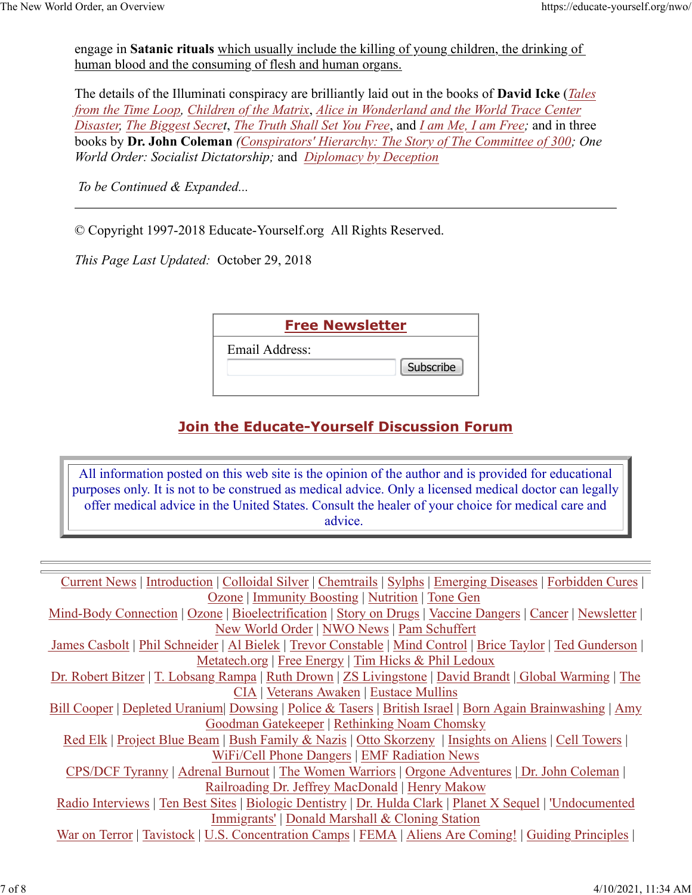engage in **Satanic rituals** which usually include the killing of young children, the drinking of human blood and the consuming of flesh and human organs.

The details of the Illuminati conspiracy are brilliantly laid out in the books of **David Icke** (*Tales from the Time Loop*, *Children of the Matrix*, *Alice in Wonderland and the World Trace Center Disaster*, *The Biggest Secret*, *The Truth Shall Set You Free*, and *I am Me, I am Free*; and in three books by **Dr. John Coleman** (*Conspirators' Hierarchy: The Story of The Committee of 300*; *One World Order: Socialist Dictatorship;* and *Diplomacy by Deception*

*To be Continued & Expanded...*

---

© Copyright 1997-2018 Educate-Yourself.org All Rights Reserved.

*This Page Last Updated:* October 29, 2018

**Free Newsletter**

Email Address:

Subscribe

**Join the Educate-Yourself Discussion Forum**

All information posted on this web site is the opinion of the author and is provided for educational purposes only. It is not to be construed as medical advice. Only a licensed medical doctor can legally offer medical advice in the United States. Consult the healer of your choice for medical care and advice.

---

Current News | Introduction | Colloidal Silver | Chemtrails | Sylphs | Emerging Diseases | Forbidden Cures | Ozone | Immunity Boosting | Nutrition | Tone Gen
Mind-Body Connection | Ozone | Bioelectrification | Story on Drugs | Vaccine Dangers | Cancer | Newsletter | New World Order | NWO News | Pam Schuffert
James Casbolt | Phil Schneider | Al Bielek | Trevor Constable | Mind Control | Brice Taylor | Ted Gunderson | Metatech.org | Free Energy | Tim Hicks & Phil Ledoux
Dr. Robert Bitzer | T. Lobsang Rampa | Ruth Drown | ZS Livingstone | David Brandt | Global Warming | The CIA | Veterans Awaken | Eustace Mullins
Bill Cooper | Depleted Uranium| Dowsing | Police & Tasers | British Israel | Born Again Brainwashing | Amy Goodman Gatekeeper | Rethinking Noam Chomsky
Red Elk | Project Blue Beam | Bush Family & Nazis | Otto Skorzeny | Insights on Aliens | Cell Towers | WiFi/Cell Phone Dangers | EMF Radiation News
CPS/DCF Tyranny | Adrenal Burnout | The Women Warriors | Orgone Adventures | Dr. John Coleman | Railroading Dr. Jeffrey MacDonald | Henry Makow
Radio Interviews | Ten Best Sites | Biologic Dentistry | Dr. Hulda Clark | Planet X Sequel | 'Undocumented Immigrants' | Donald Marshall & Cloning Station
War on Terror | Tavistock | U.S. Concentration Camps | FEMA | Aliens Are Coming! | Guiding Principles |